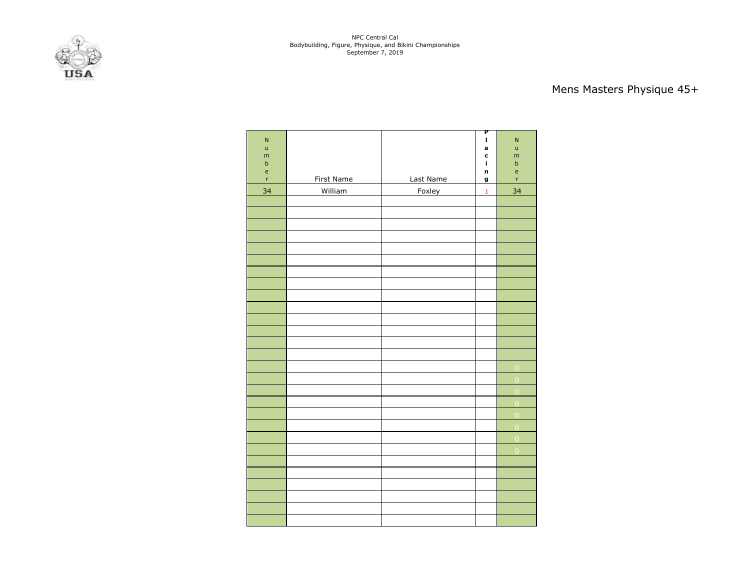NPC Central Cal
Bodybuilding, Figure, Physique, and Bikini Championships
September 7, 2019

## Mens Masters Physique 45+

| Number | First Name | Last Name | Placing | Number |
|---|---|---|---|---|
| 34 | William | Foxley | 1 | 34 |
| | | | | |
| | | | | |
| | | | | |
| | | | | |
| | | | | |
| | | | | |
| | | | | |
| | | | | |
| | | | | |
| | | | | |
| | | | | |
| | | | | |
| | | | | |
| | | | | |
| | | | | 0 |
| | | | | 0 |
| | | | | 0 |
| | | | | 0 |
| | | | | 0 |
| | | | | 0 |
| | | | | 0 |
| | | | | 0 |
| | | | | |
| | | | | |
| | | | | |
| | | | | |
| | | | | |
| | | | | |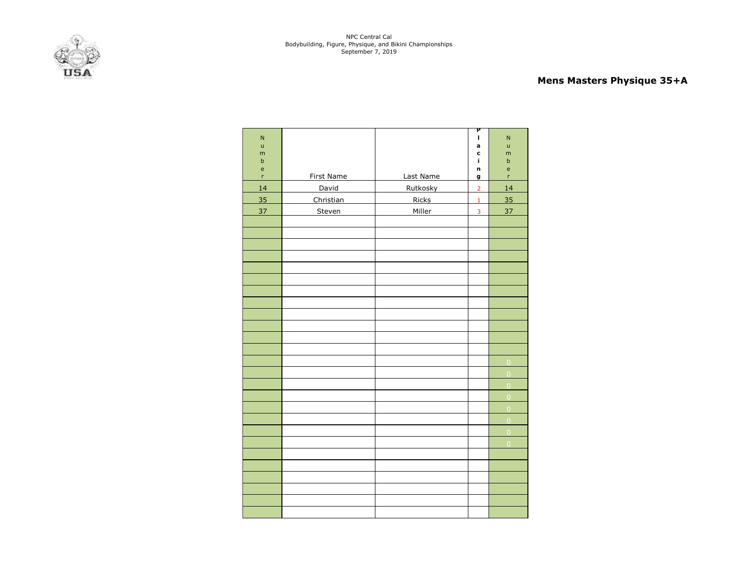NPC Central Cal
Bodybuilding, Figure, Physique, and Bikini Championships
September 7, 2019

## Mens Masters Physique 35+A

| Number | First Name | Last Name | Placing | Number |
|---|---|---|---|---|
| 14 | David | Rutkosky | 2 | 14 |
| 35 | Christian | Ricks | 1 | 35 |
| 37 | Steven | Miller | 3 | 37 |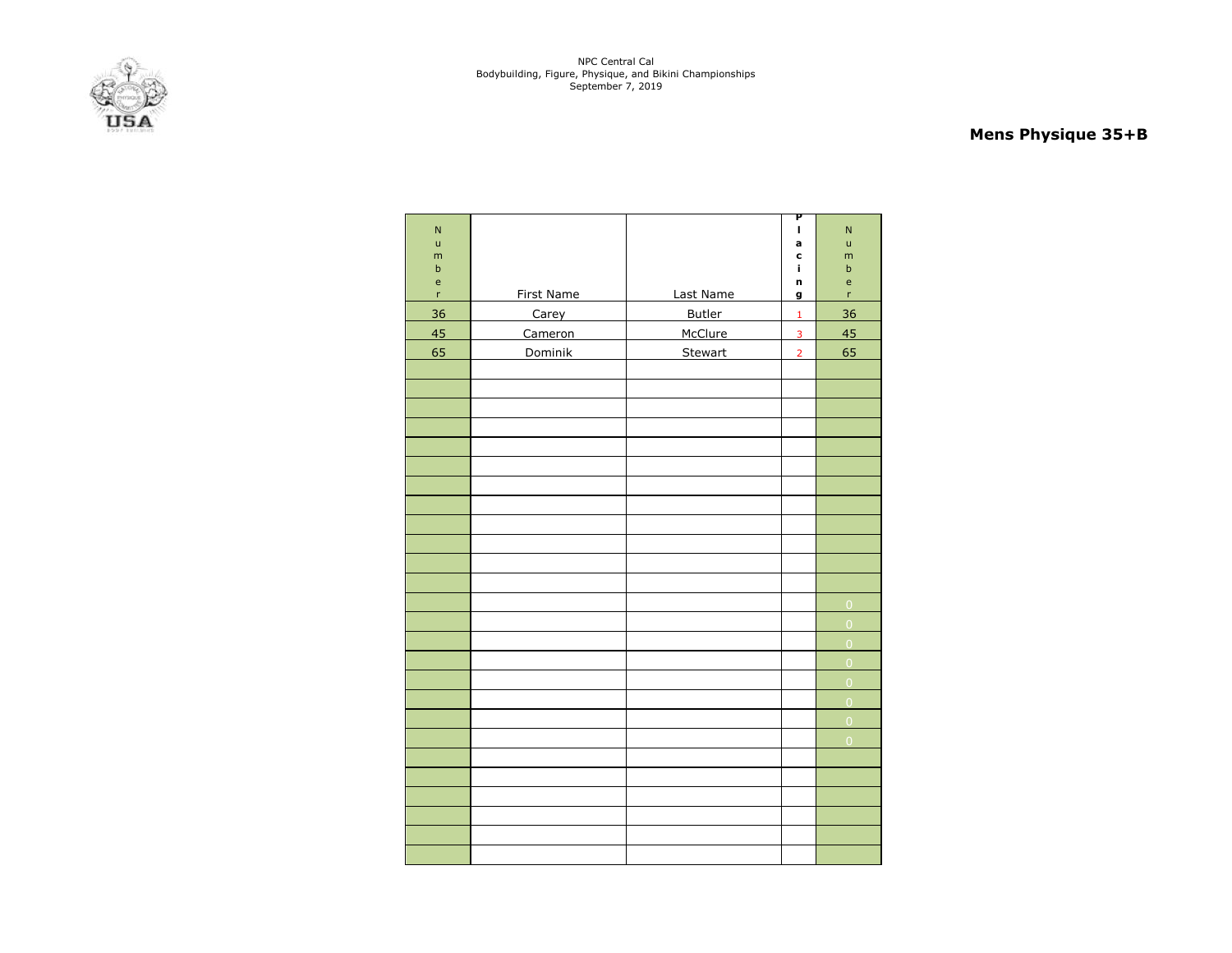NPC Central Cal
Bodybuilding, Figure, Physique, and Bikini Championships
September 7, 2019

## Mens Physique 35+B

| Number | First Name | Last Name | Placing | Number |
|---|---|---|---|---|
| 36 | Carey | Butler | 1 | 36 |
| 45 | Cameron | McClure | 3 | 45 |
| 65 | Dominik | Stewart | 2 | 65 |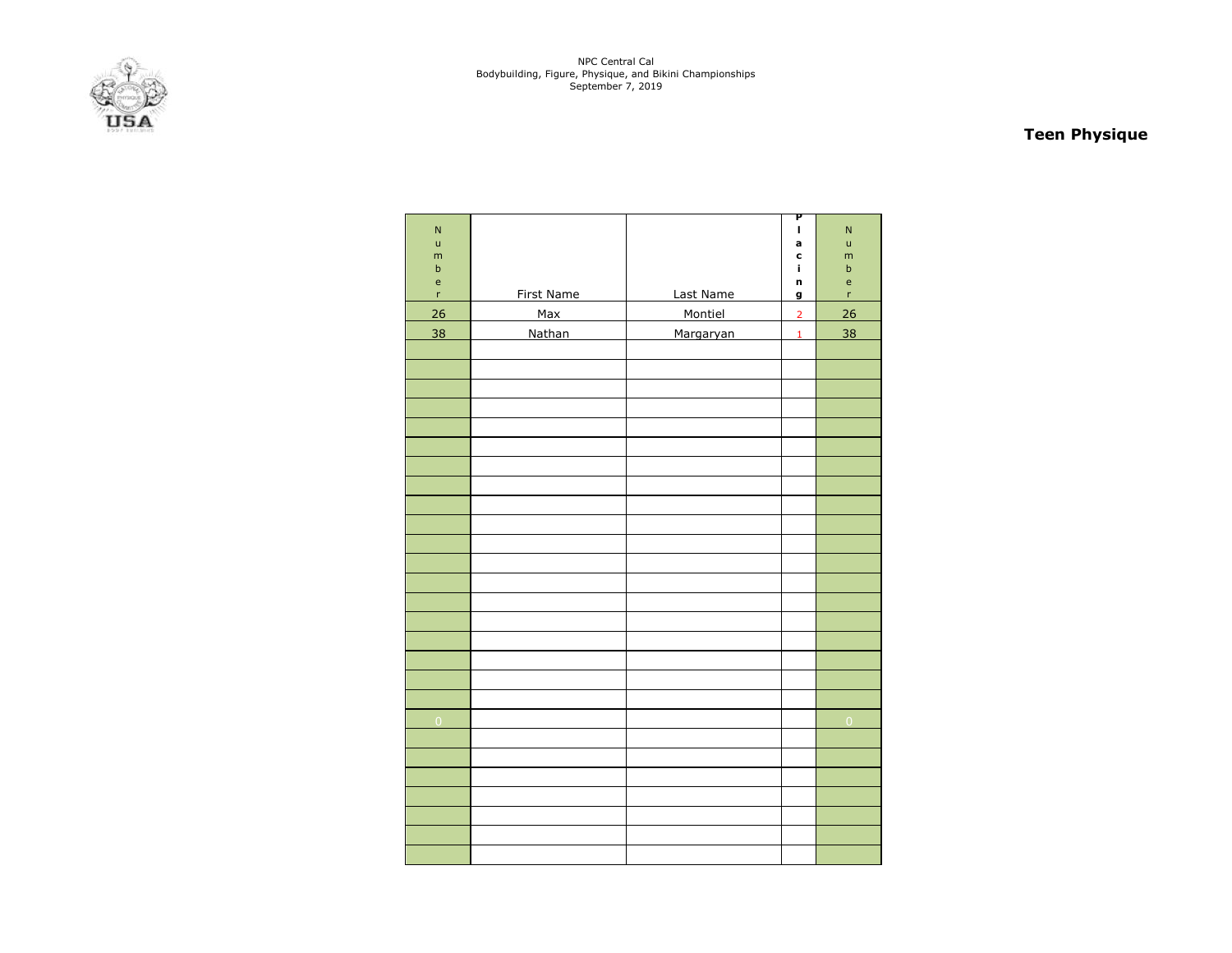NPC Central Cal
Bodybuilding, Figure, Physique, and Bikini Championships
September 7, 2019

## Teen Physique

| Number | First Name | Last Name | Placing | Number |
|---|---|---|---|---|
| 26 | Max | Montiel | 2 | 26 |
| 38 | Nathan | Margaryan | 1 | 38 |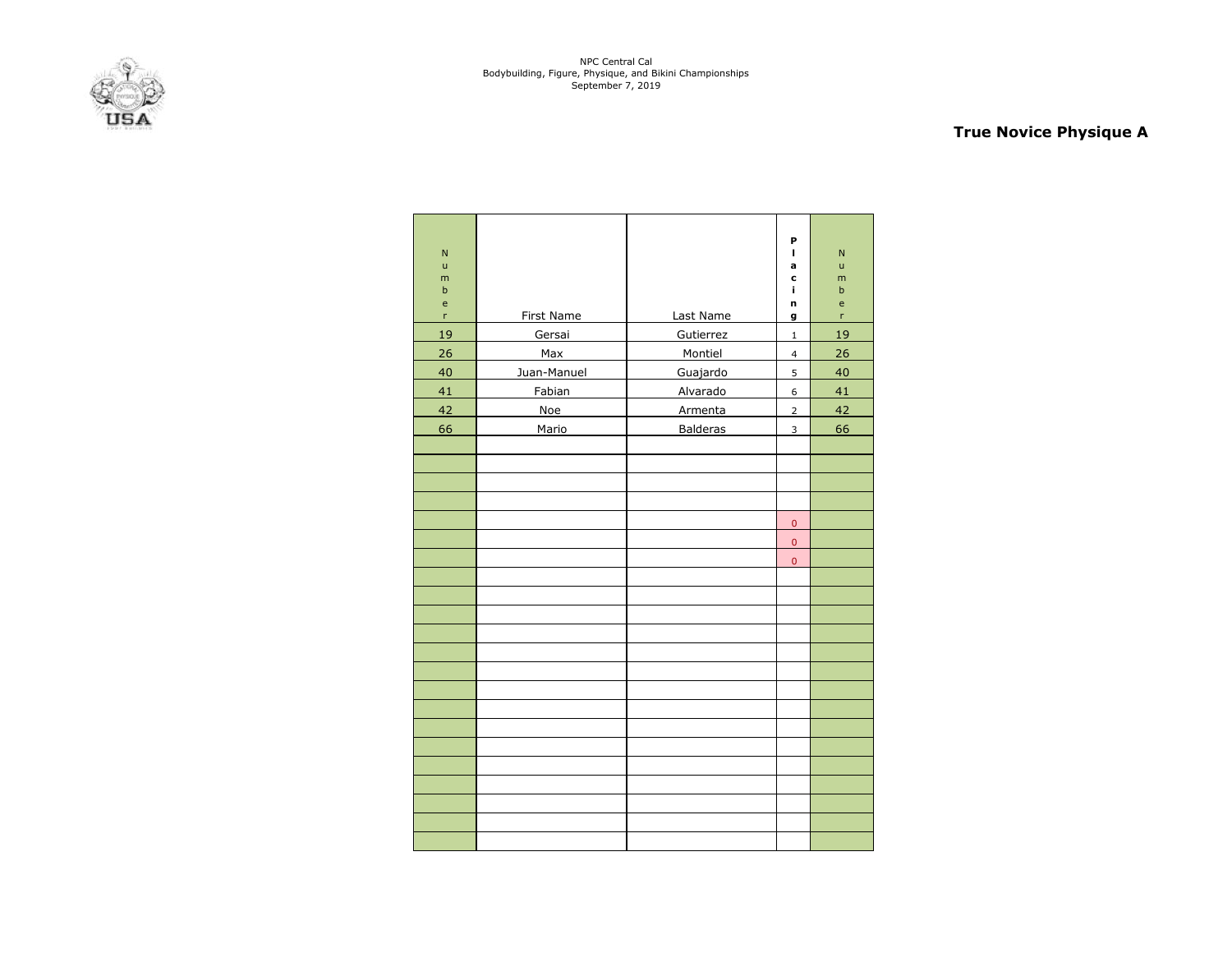NPC Central Cal
Bodybuilding, Figure, Physique, and Bikini Championships
September 7, 2019

## True Novice Physique A

| Number | First Name | Last Name | Placing | Number |
|---|---|---|---|---|
| 19 | Gersai | Gutierrez | 1 | 19 |
| 26 | Max | Montiel | 4 | 26 |
| 40 | Juan-Manuel | Guajardo | 5 | 40 |
| 41 | Fabian | Alvarado | 6 | 41 |
| 42 | Noe | Armenta | 2 | 42 |
| 66 | Mario | Balderas | 3 | 66 |
| | | | | |
| | | | | |
| | | | | |
| | | | | |
| | | | 0 | |
| | | | 0 | |
| | | | 0 | |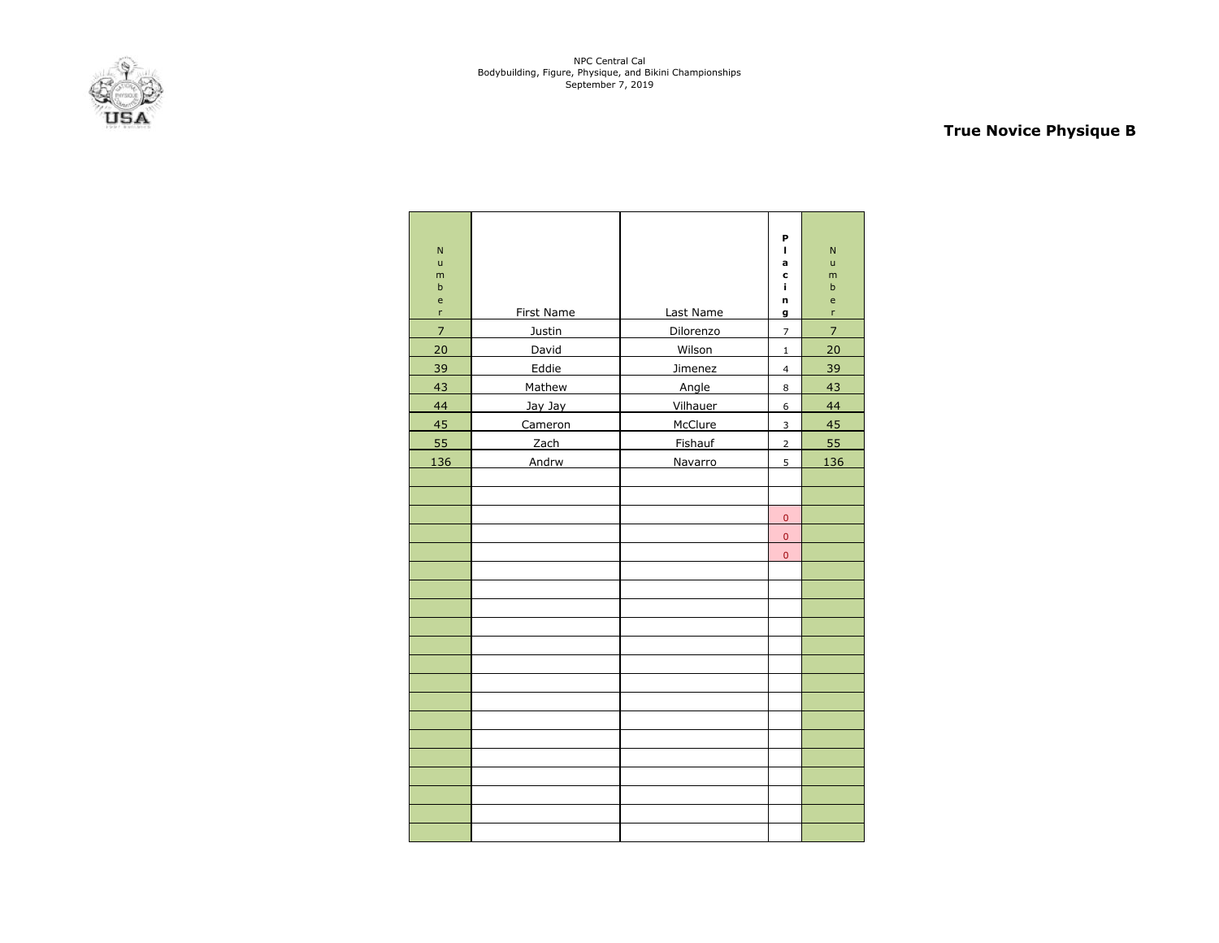NPC Central Cal
Bodybuilding, Figure, Physique, and Bikini Championships
September 7, 2019

## True Novice Physique B

| Number | First Name | Last Name | Placing | Number |
|---|---|---|---|---|
| 7 | Justin | Dilorenzo | 7 | 7 |
| 20 | David | Wilson | 1 | 20 |
| 39 | Eddie | Jimenez | 4 | 39 |
| 43 | Mathew | Angle | 8 | 43 |
| 44 | Jay Jay | Vilhauer | 6 | 44 |
| 45 | Cameron | McClure | 3 | 45 |
| 55 | Zach | Fishauf | 2 | 55 |
| 136 | Andrw | Navarro | 5 | 136 |
| | | | | |
| | | | | |
| | | | 0 | |
| | | | 0 | |
| | | | 0 | |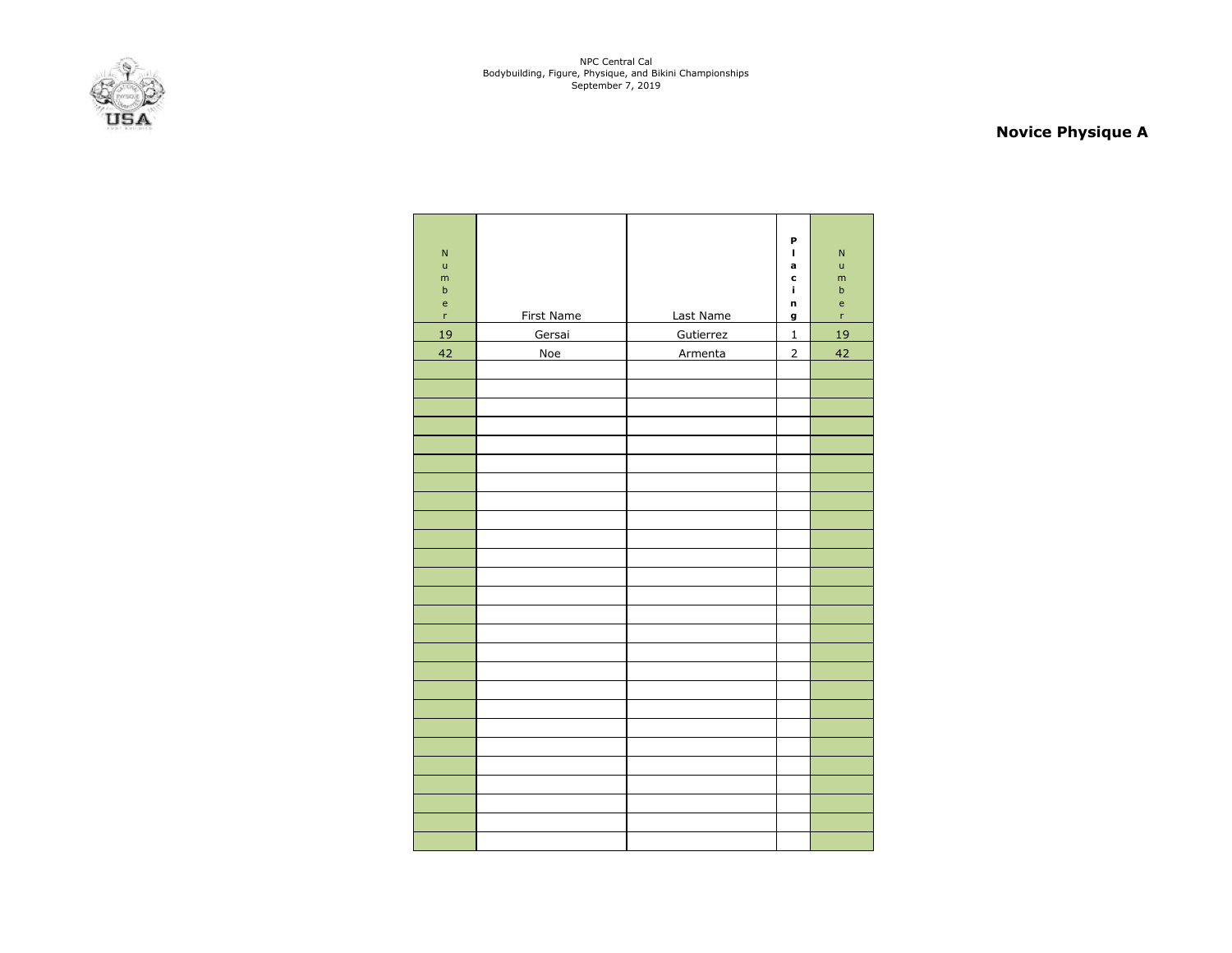NPC Central Cal
Bodybuilding, Figure, Physique, and Bikini Championships
September 7, 2019

## Novice Physique A

| Number | First Name | Last Name | Placing | Number |
|---|---|---|---|---|
| 19 | Gersai | Gutierrez | 1 | 19 |
| 42 | Noe | Armenta | 2 | 42 |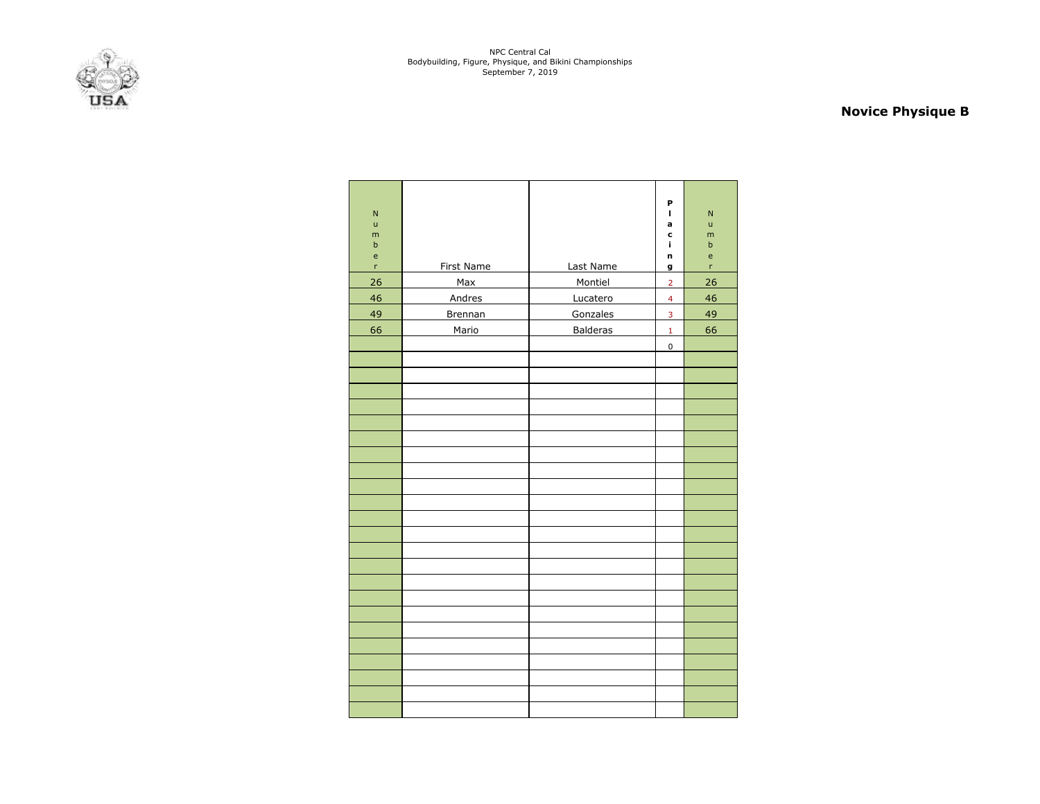NPC Central Cal
Bodybuilding, Figure, Physique, and Bikini Championships
September 7, 2019

## Novice Physique B

| Number | First Name | Last Name | Placing | Number |
|---|---|---|---|---|
| 26 | Max | Montiel | 2 | 26 |
| 46 | Andres | Lucatero | 4 | 46 |
| 49 | Brennan | Gonzales | 3 | 49 |
| 66 | Mario | Balderas | 1 | 66 |
| | | | 0 | |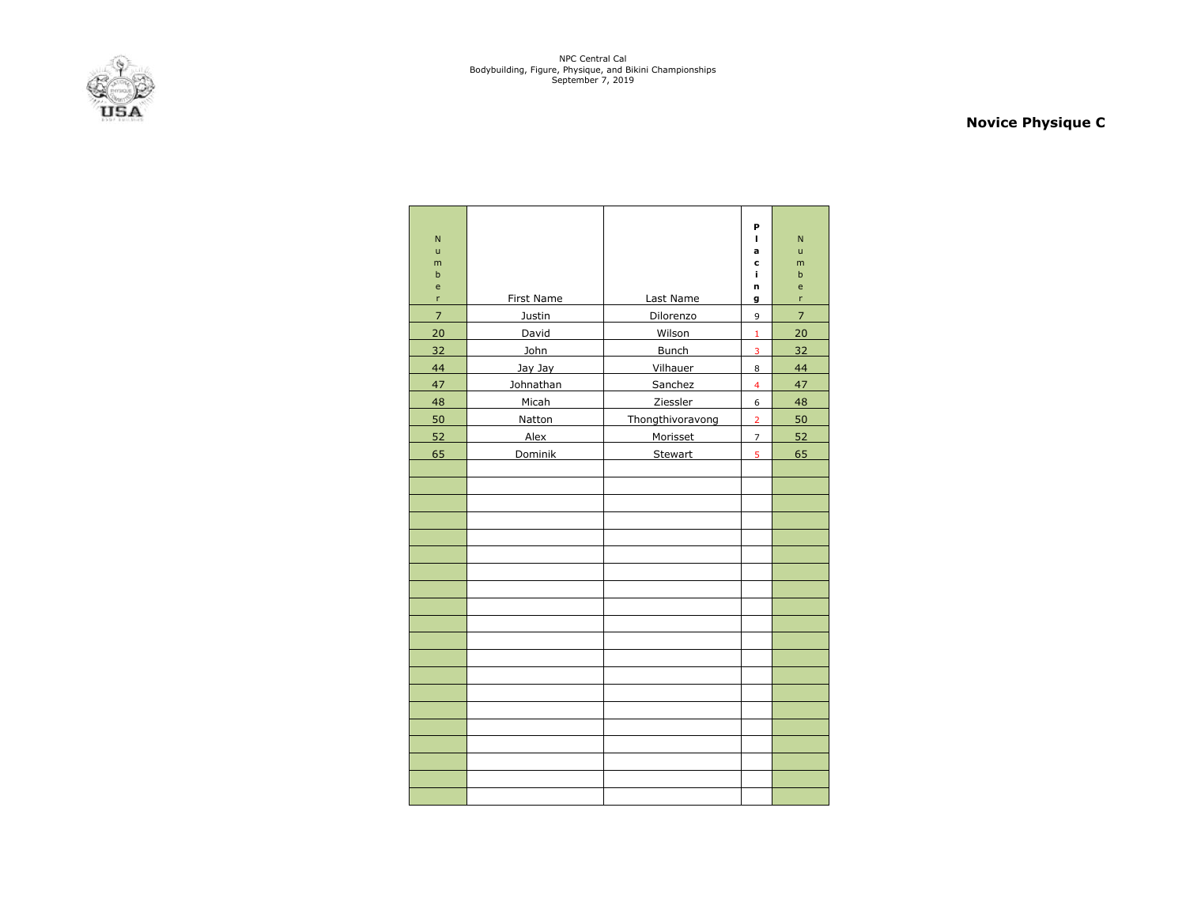NPC Central Cal
Bodybuilding, Figure, Physique, and Bikini Championships
September 7, 2019

## Novice Physique C

| Number | First Name | Last Name | Placing | Number |
|---|---|---|---|---|
| 7 | Justin | Dilorenzo | 9 | 7 |
| 20 | David | Wilson | 1 | 20 |
| 32 | John | Bunch | 3 | 32 |
| 44 | Jay Jay | Vilhauer | 8 | 44 |
| 47 | Johnathan | Sanchez | 4 | 47 |
| 48 | Micah | Ziessler | 6 | 48 |
| 50 | Natton | Thongthivoravong | 2 | 50 |
| 52 | Alex | Morisset | 7 | 52 |
| 65 | Dominik | Stewart | 5 | 65 |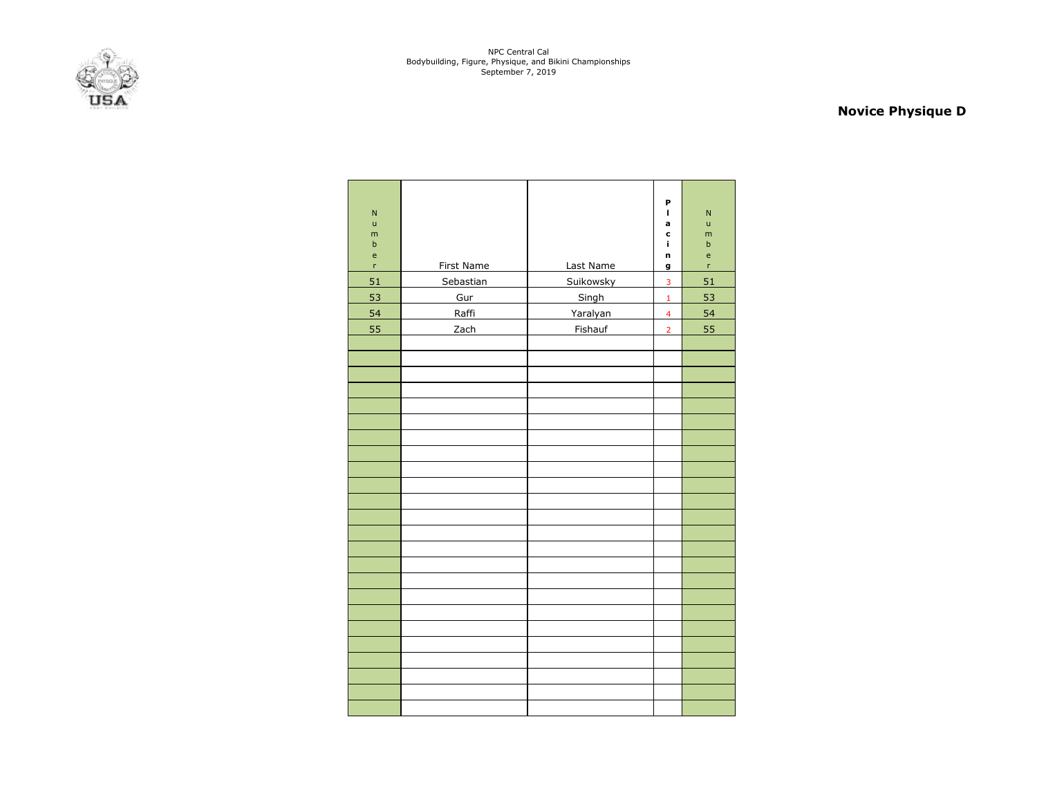NPC Central Cal
Bodybuilding, Figure, Physique, and Bikini Championships
September 7, 2019

## Novice Physique D

| Number | First Name | Last Name | Placing | Number |
|---|---|---|---|---|
| 51 | Sebastian | Suikowsky | 3 | 51 |
| 53 | Gur | Singh | 1 | 53 |
| 54 | Raffi | Yaralyan | 4 | 54 |
| 55 | Zach | Fishauf | 2 | 55 |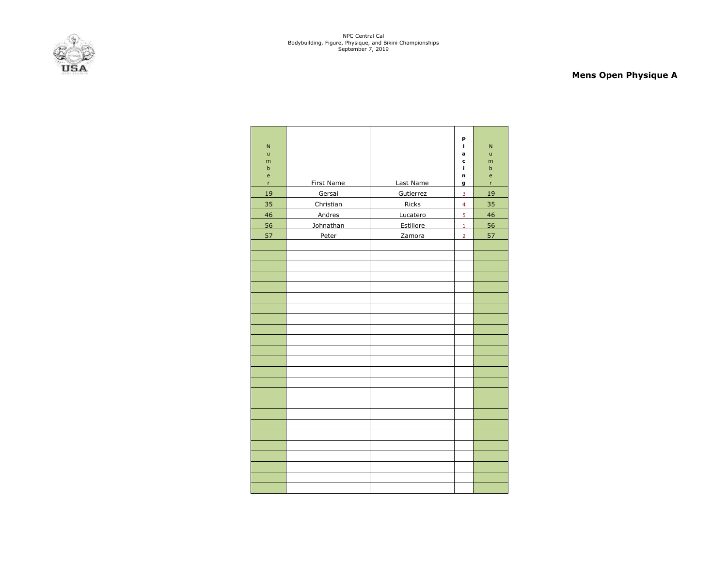NPC Central Cal
Bodybuilding, Figure, Physique, and Bikini Championships
September 7, 2019

## Mens Open Physique A

| Number | First Name | Last Name | Placing | Number |
|---|---|---|---|---|
| 19 | Gersai | Gutierrez | 3 | 19 |
| 35 | Christian | Ricks | 4 | 35 |
| 46 | Andres | Lucatero | 5 | 46 |
| 56 | Johnathan | Estillore | 1 | 56 |
| 57 | Peter | Zamora | 2 | 57 |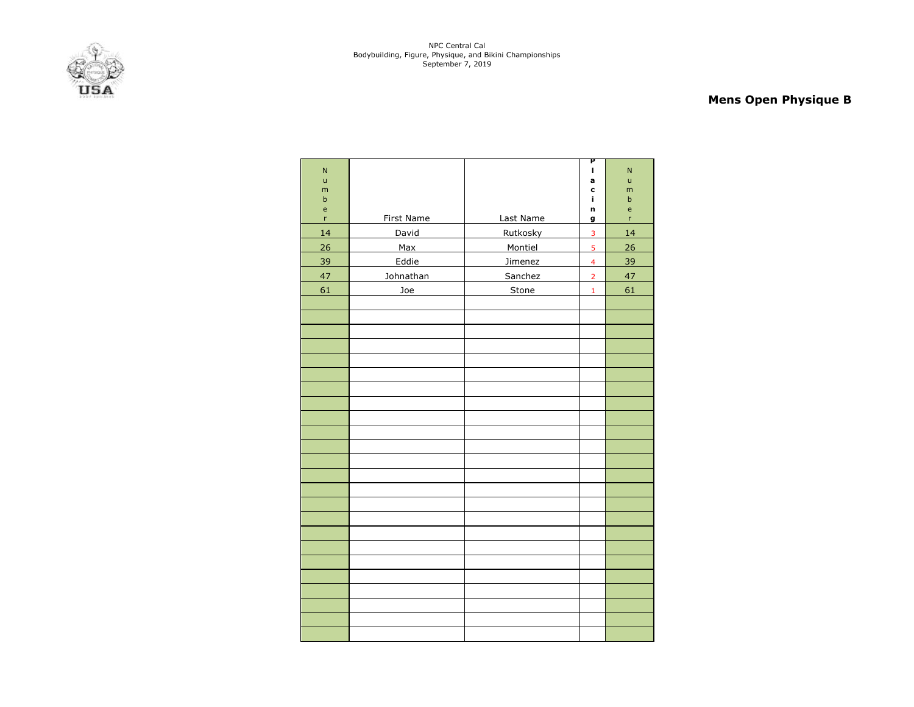NPC Central Cal
Bodybuilding, Figure, Physique, and Bikini Championships
September 7, 2019

## Mens Open Physique B

| Number | First Name | Last Name | Placing | Number |
|---|---|---|---|---|
| 14 | David | Rutkosky | 3 | 14 |
| 26 | Max | Montiel | 5 | 26 |
| 39 | Eddie | Jimenez | 4 | 39 |
| 47 | Johnathan | Sanchez | 2 | 47 |
| 61 | Joe | Stone | 1 | 61 |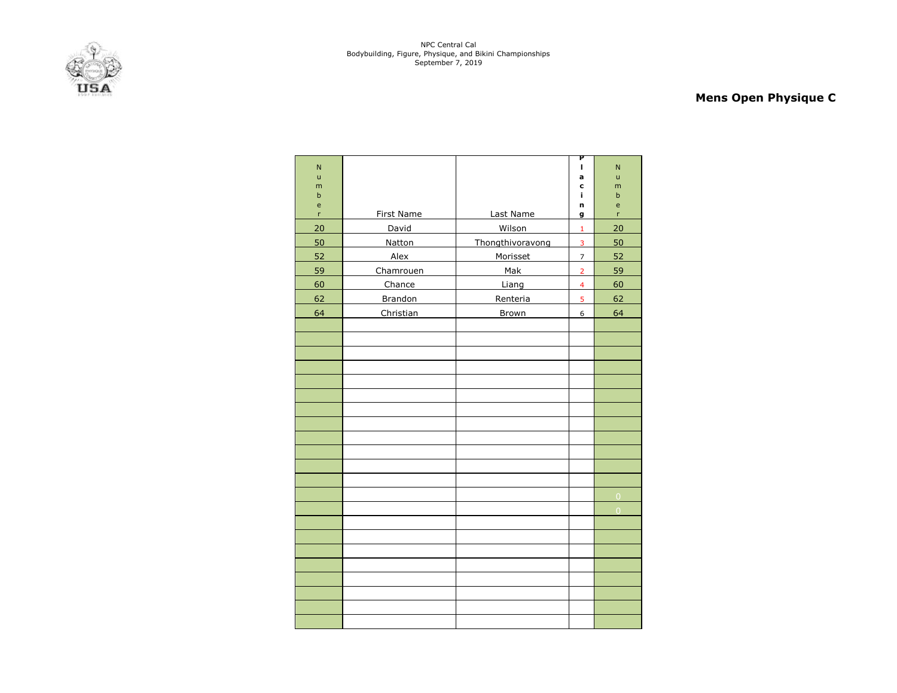NPC Central Cal
Bodybuilding, Figure, Physique, and Bikini Championships
September 7, 2019

## Mens Open Physique C

| Number | First Name | Last Name | Placing | Number |
|---|---|---|---|---|
| 20 | David | Wilson | 1 | 20 |
| 50 | Natton | Thongthivoravong | 3 | 50 |
| 52 | Alex | Morisset | 7 | 52 |
| 59 | Chamrouen | Mak | 2 | 59 |
| 60 | Chance | Liang | 4 | 60 |
| 62 | Brandon | Renteria | 5 | 62 |
| 64 | Christian | Brown | 6 | 64 |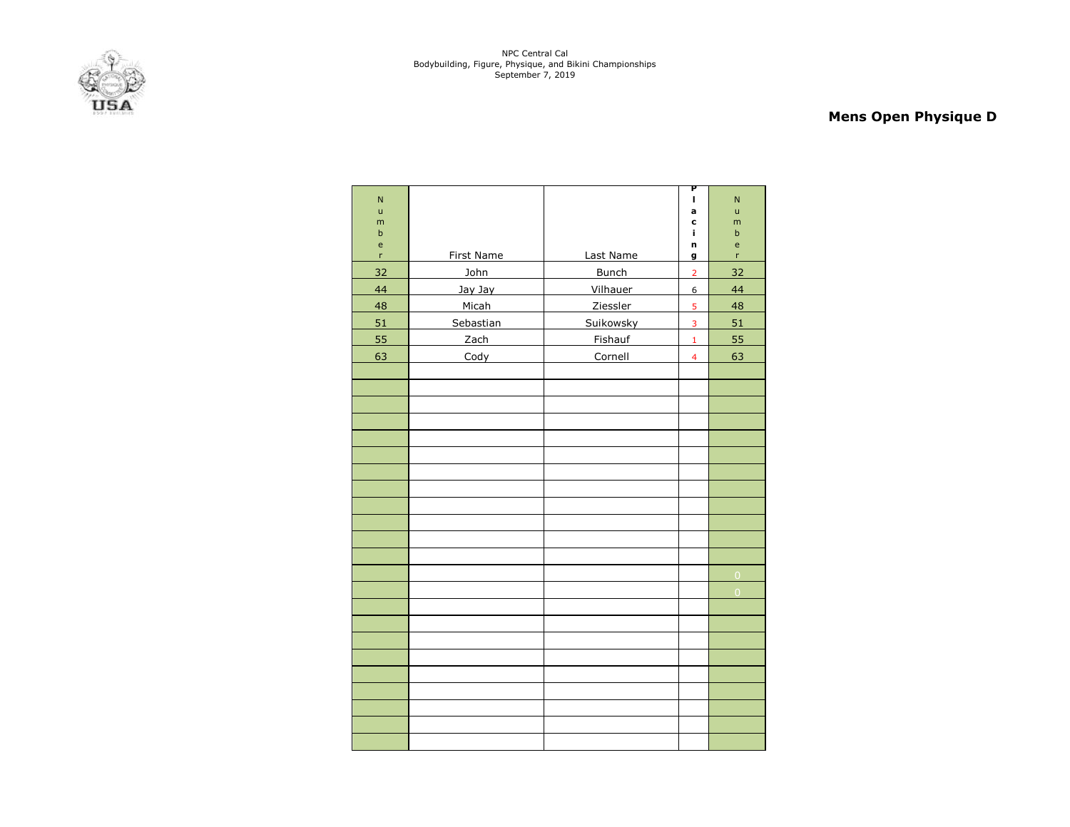NPC Central Cal
Bodybuilding, Figure, Physique, and Bikini Championships
September 7, 2019

## Mens Open Physique D

| Number | First Name | Last Name | Placing | Number |
|---|---|---|---|---|
| 32 | John | Bunch | 2 | 32 |
| 44 | Jay Jay | Vilhauer | 6 | 44 |
| 48 | Micah | Ziessler | 5 | 48 |
| 51 | Sebastian | Suikowsky | 3 | 51 |
| 55 | Zach | Fishauf | 1 | 55 |
| 63 | Cody | Cornell | 4 | 63 |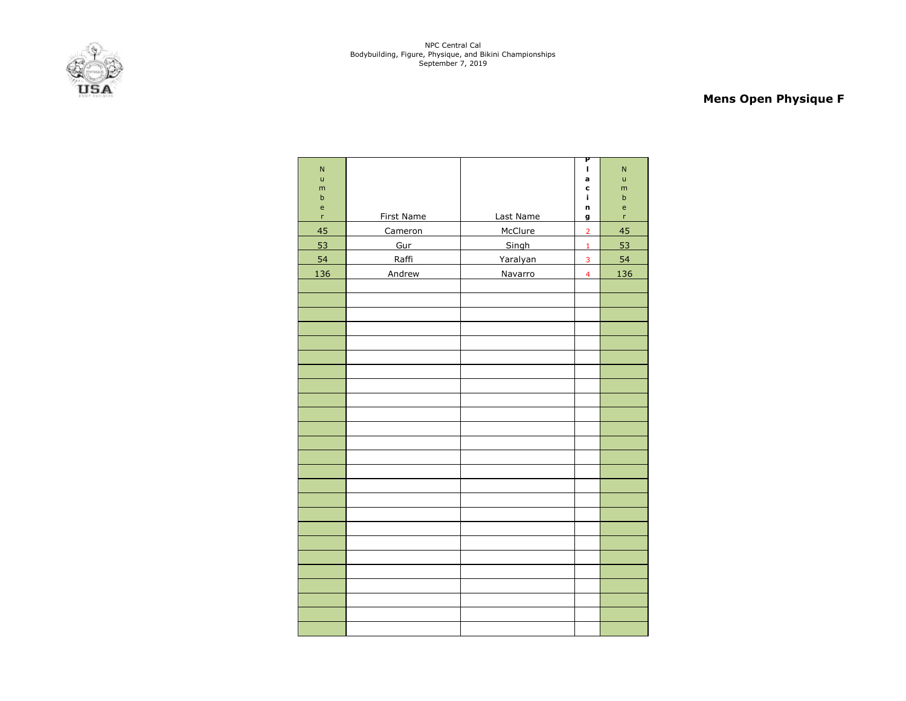NPC Central Cal
Bodybuilding, Figure, Physique, and Bikini Championships
September 7, 2019

## Mens Open Physique F

| Number | First Name | Last Name | Placing | Number |
|---|---|---|---|---|
| 45 | Cameron | McClure | 2 | 45 |
| 53 | Gur | Singh | 1 | 53 |
| 54 | Raffi | Yaralyan | 3 | 54 |
| 136 | Andrew | Navarro | 4 | 136 |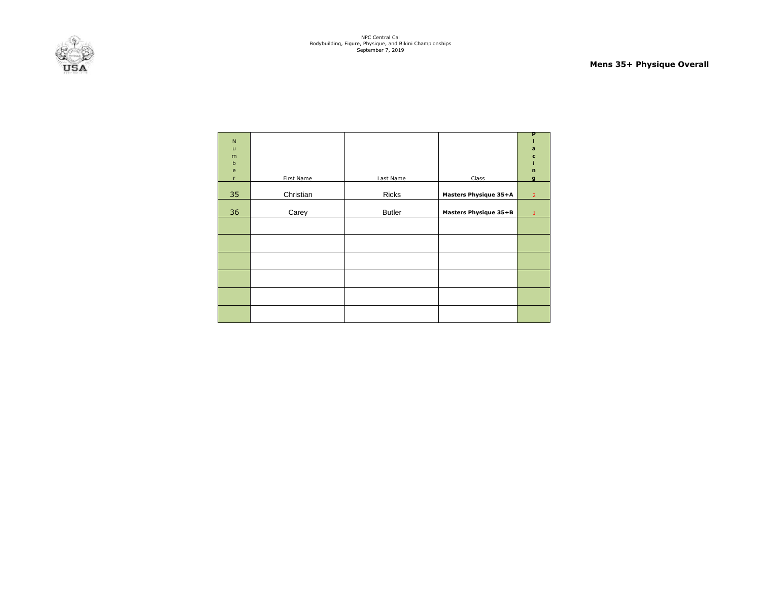NPC Central Cal
Bodybuilding, Figure, Physique, and Bikini Championships
September 7, 2019

## Mens 35+ Physique Overall

| Number | First Name | Last Name | Class | Placing |
|---|---|---|---|---|
| 35 | Christian | Ricks | **Masters Physique 35+A** | 2 |
| 36 | Carey | Butler | **Masters Physique 35+B** | 1 |
| | | | | |
| | | | | |
| | | | | |
| | | | | |
| | | | | |
| | | | | |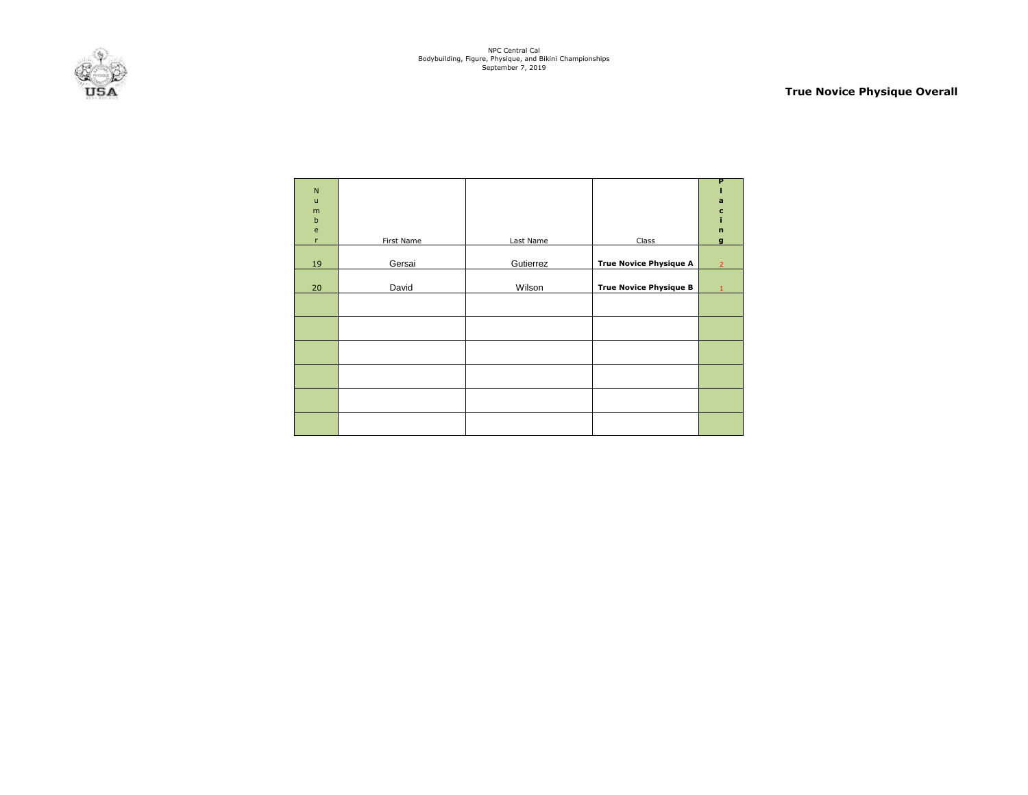NPC Central Cal
Bodybuilding, Figure, Physique, and Bikini Championships
September 7, 2019

## True Novice Physique Overall

| Number | First Name | Last Name | Class | Placing |
|---|---|---|---|---|
| 19 | Gersai | Gutierrez | **True Novice Physique A** | 2 |
| 20 | David | Wilson | **True Novice Physique B** | 1 |
| | | | | |
| | | | | |
| | | | | |
| | | | | |
| | | | | |
| | | | | |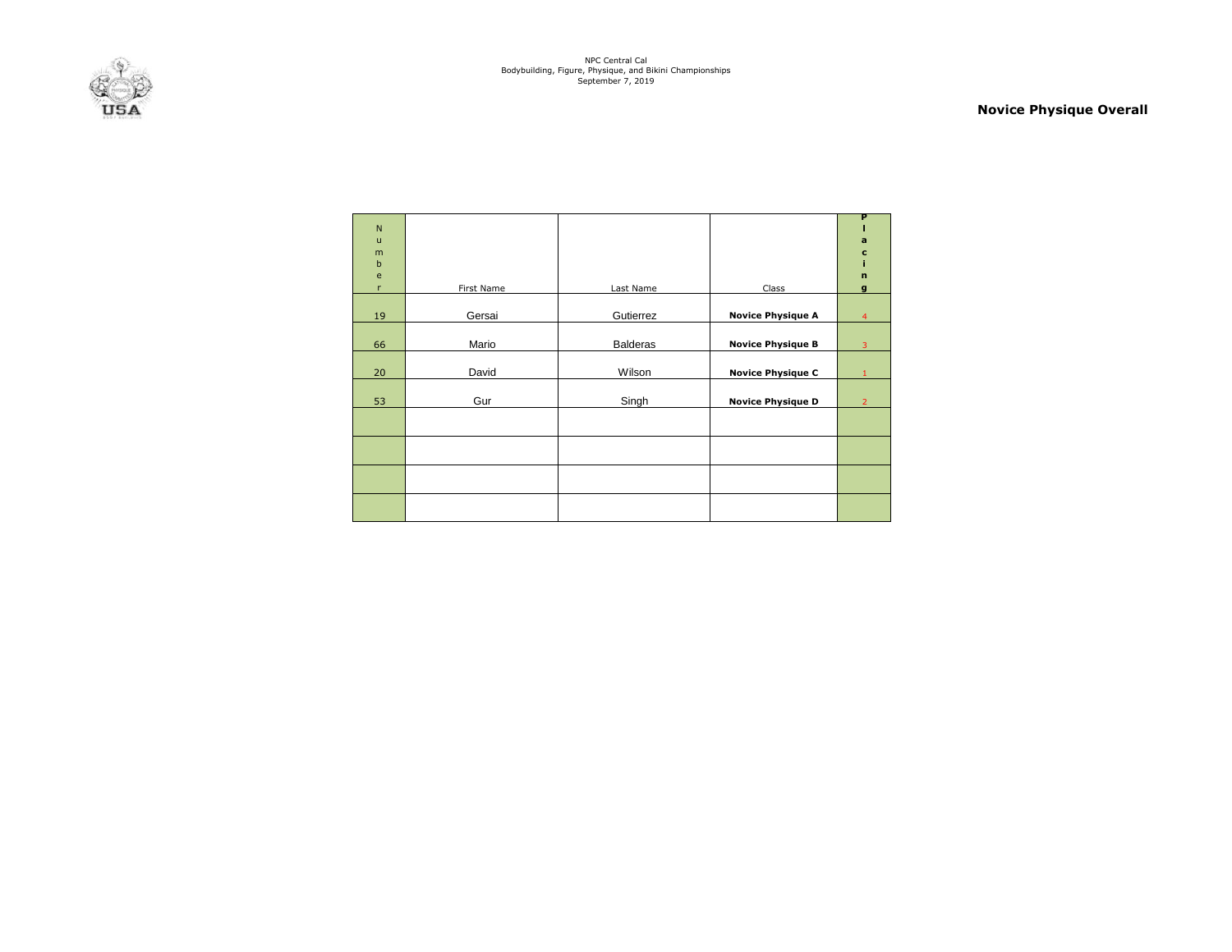NPC Central Cal
Bodybuilding, Figure, Physique, and Bikini Championships
September 7, 2019

## Novice Physique Overall

| Number | First Name | Last Name | Class | Placing |
|---|---|---|---|---|
| 19 | Gersai | Gutierrez | **Novice Physique A** | 4 |
| 66 | Mario | Balderas | **Novice Physique B** | 3 |
| 20 | David | Wilson | **Novice Physique C** | 1 |
| 53 | Gur | Singh | **Novice Physique D** | 2 |
| | | | | |
| | | | | |
| | | | | |
| | | | | |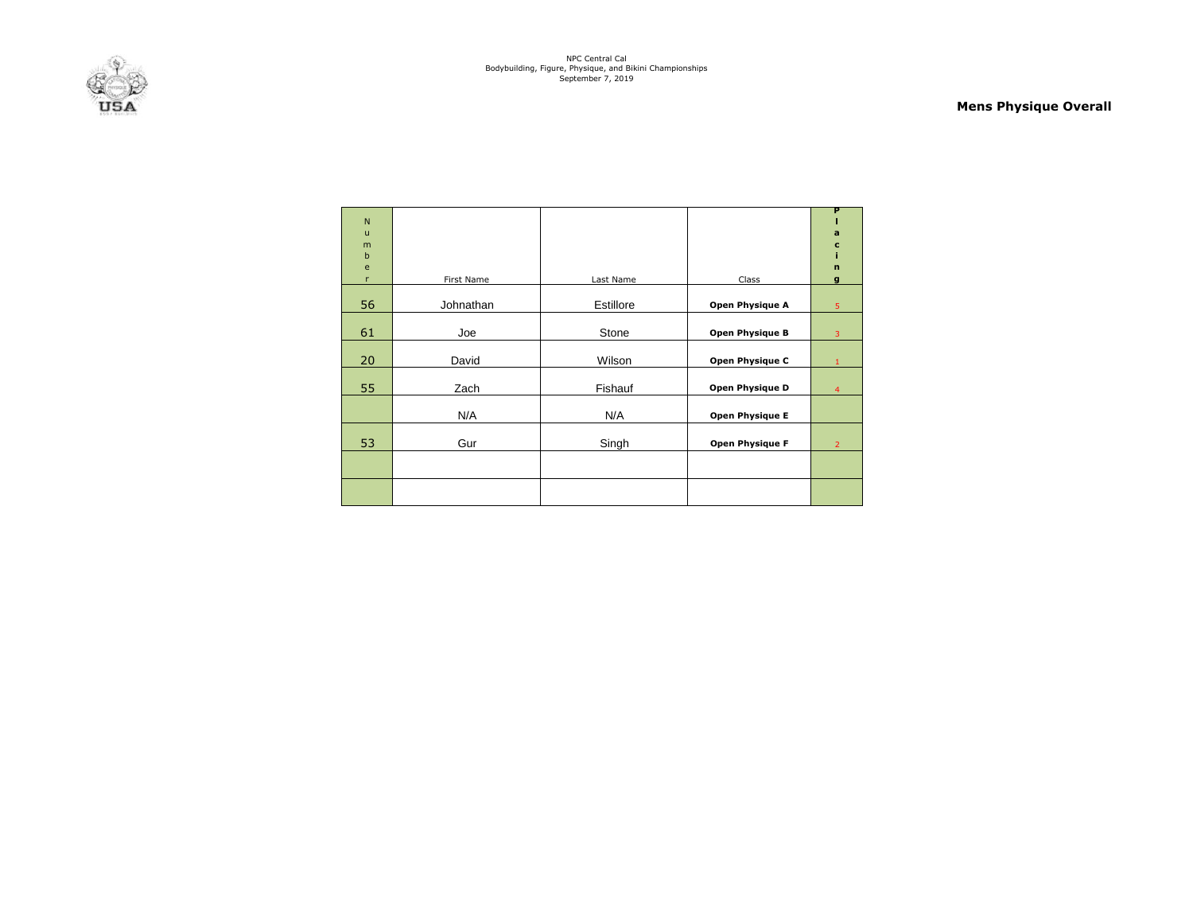NPC Central Cal
Bodybuilding, Figure, Physique, and Bikini Championships
September 7, 2019

## Mens Physique Overall

| Number | First Name | Last Name | Class | Placing |
|---|---|---|---|---|
| 56 | Johnathan | Estillore | **Open Physique A** | 5 |
| 61 | Joe | Stone | **Open Physique B** | 3 |
| 20 | David | Wilson | **Open Physique C** | 1 |
| 55 | Zach | Fishauf | **Open Physique D** | 4 |
| | N/A | N/A | **Open Physique E** | |
| 53 | Gur | Singh | **Open Physique F** | 2 |
| | | | | |
| | | | | |